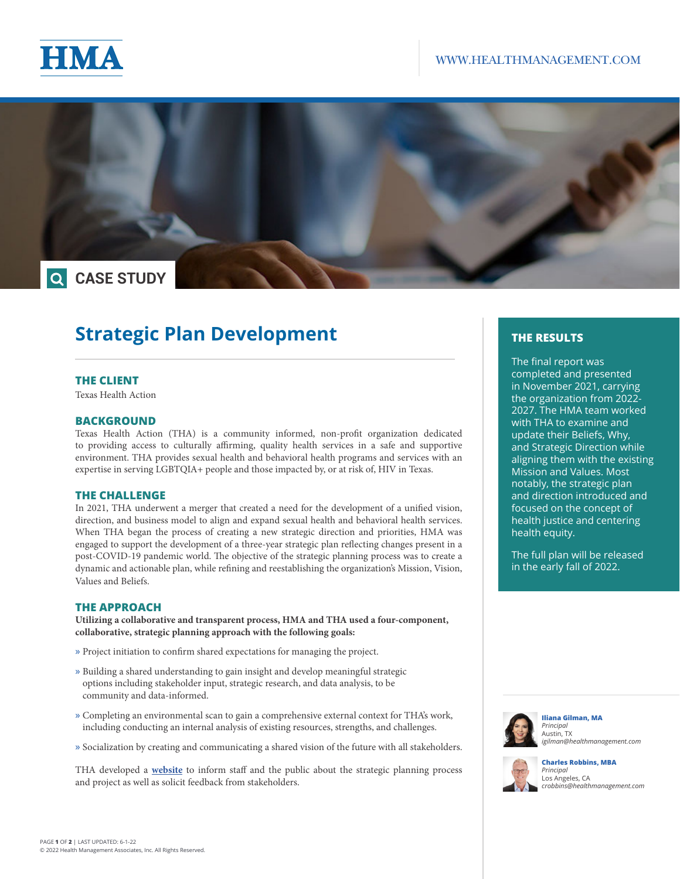HMA

WWW.HEALTHMANAGEMENT.COM

CASE STUDY

# Strategic Plan Development

## THE CLIENT

Texas Health Action

## BACKGROUND

Texas Health Action (THA) is a community informed, non-profit organization dedicated to providing access to culturally affirming, quality health services in a safe and supportive environment. THA provides sexual health and behavioral health programs and services with an expertise in serving LGBTQIA+ people and those impacted by, or at risk of, HIV in Texas.

## THE CHALLENGE

In 2021, THA underwent a merger that created a need for the development of a unified vision, direction, and business model to align and expand sexual health and behavioral health services. When THA began the process of creating a new strategic direction and priorities, HMA was engaged to support the development of a three-year strategic plan reflecting changes present in a post-COVID-19 pandemic world. The objective of the strategic planning process was to create a dynamic and actionable plan, while refining and reestablishing the organization's Mission, Vision, Values and Beliefs.

## THE APPROACH

**Utilizing a collaborative and transparent process, HMA and THA used a four-component, collaborative, strategic planning approach with the following goals:**

- Project initiation to confirm shared expectations for managing the project.
- Building a shared understanding to gain insight and develop meaningful strategic options including stakeholder input, strategic research, and data analysis, to be community and data-informed.
- Completing an environmental scan to gain a comprehensive external context for THA's work, including conducting an internal analysis of existing resources, strengths, and challenges.
- Socialization by creating and communicating a shared vision of the future with all stakeholders.

THA developed a **website** to inform staff and the public about the strategic planning process and project as well as solicit feedback from stakeholders.

## THE RESULTS

The final report was completed and presented in November 2021, carrying the organization from 2022-2027. The HMA team worked with THA to examine and update their Beliefs, Why, and Strategic Direction while aligning them with the existing Mission and Values. Most notably, the strategic plan and direction introduced and focused on the concept of health justice and centering health equity.

The full plan will be released in the early fall of 2022.

**Iliana Gilman, MA**
*Principal*
Austin, TX
*igilman@healthmanagement.com*

**Charles Robbins, MBA**
*Principal*
Los Angeles, CA
*crobbins@healthmanagement.com*

LAST UPDATED: 6-1-22
© 2022 Health Management Associates, Inc. All Rights Reserved.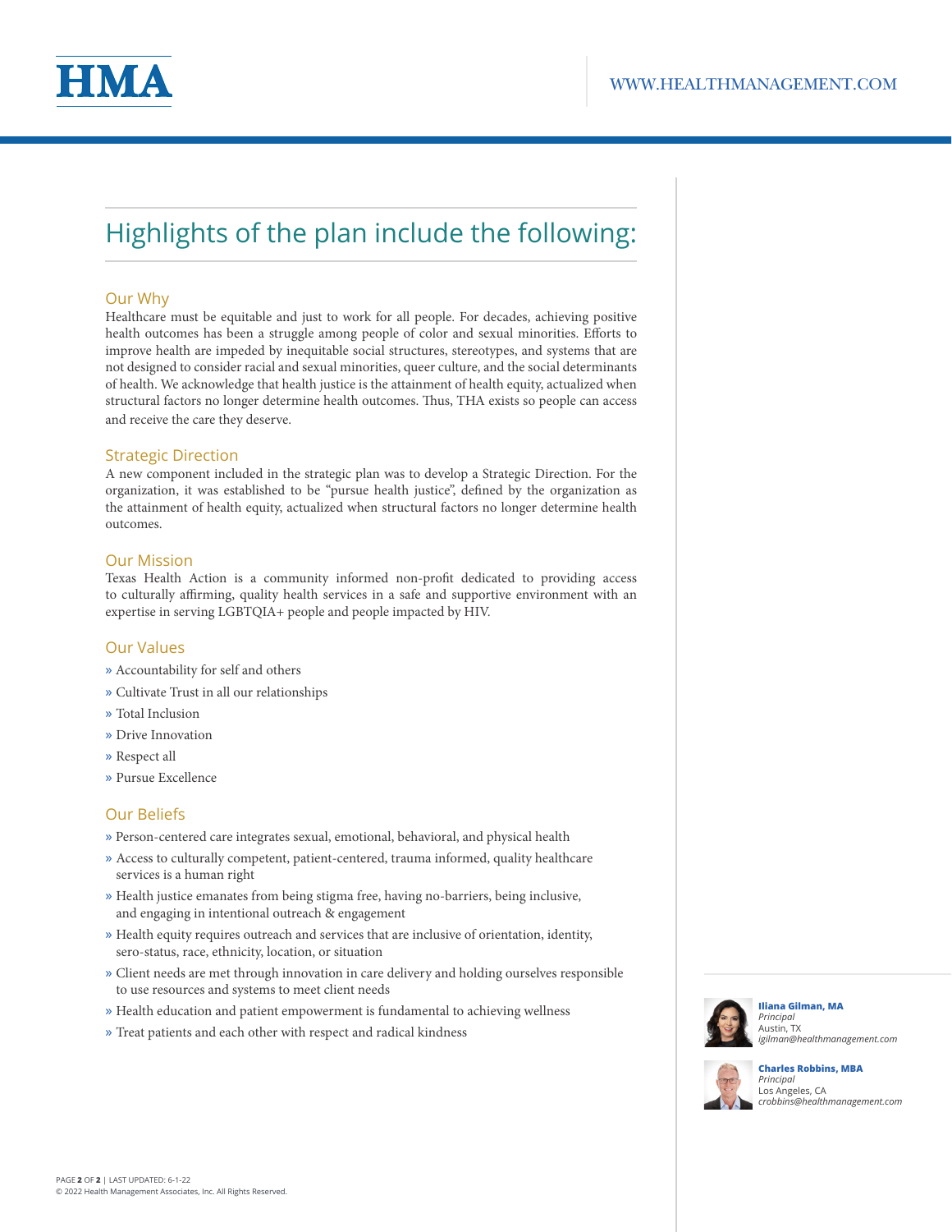## Highlights of the plan include the following:

### Our Why

Healthcare must be equitable and just to work for all people. For decades, achieving positive health outcomes has been a struggle among people of color and sexual minorities. Efforts to improve health are impeded by inequitable social structures, stereotypes, and systems that are not designed to consider racial and sexual minorities, queer culture, and the social determinants of health. We acknowledge that health justice is the attainment of health equity, actualized when structural factors no longer determine health outcomes. Thus, THA exists so people can access and receive the care they deserve.

### Strategic Direction

A new component included in the strategic plan was to develop a Strategic Direction. For the organization, it was established to be "pursue health justice", defined by the organization as the attainment of health equity, actualized when structural factors no longer determine health outcomes.

### Our Mission

Texas Health Action is a community informed non-profit dedicated to providing access to culturally affirming, quality health services in a safe and supportive environment with an expertise in serving LGBTQIA+ people and people impacted by HIV.

### Our Values

- Accountability for self and others
- Cultivate Trust in all our relationships
- Total Inclusion
- Drive Innovation
- Respect all
- Pursue Excellence

### Our Beliefs

- Person-centered care integrates sexual, emotional, behavioral, and physical health
- Access to culturally competent, patient-centered, trauma informed, quality healthcare services is a human right
- Health justice emanates from being stigma free, having no-barriers, being inclusive, and engaging in intentional outreach & engagement
- Health equity requires outreach and services that are inclusive of orientation, identity, sero-status, race, ethnicity, location, or situation
- Client needs are met through innovation in care delivery and holding ourselves responsible to use resources and systems to meet client needs
- Health education and patient empowerment is fundamental to achieving wellness
- Treat patients and each other with respect and radical kindness

**Iliana Gilman, MA**
*Principal*
Austin, TX
*igilman@healthmanagement.com*

**Charles Robbins, MBA**
*Principal*
Los Angeles, CA
*crobbins@healthmanagement.com*

LAST UPDATED: 6-1-22
© 2022 Health Management Associates, Inc. All Rights Reserved.